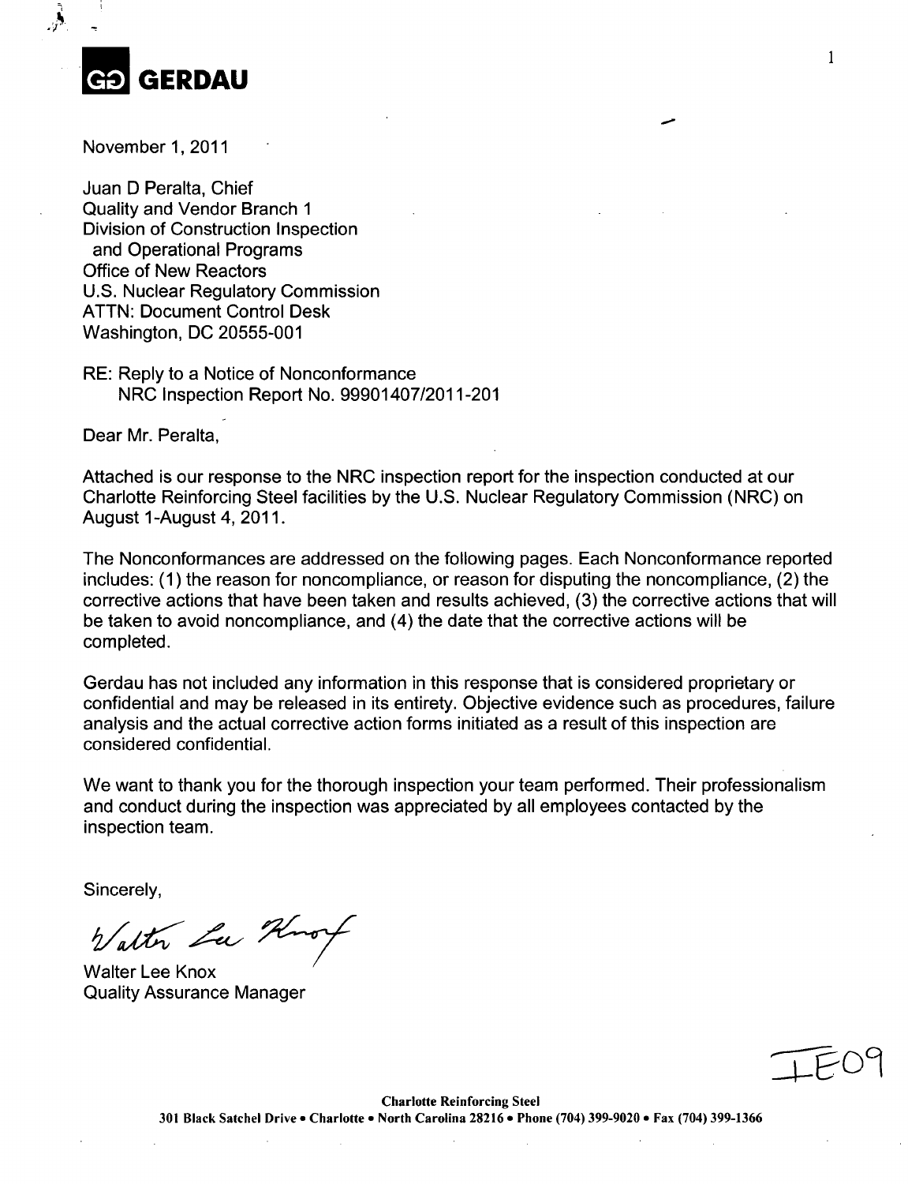**GERDAU**

November 1, 2011

Juan D Peralta, Chief
Quality and Vendor Branch 1
Division of Construction Inspection
and Operational Programs
Office of New Reactors
U.S. Nuclear Regulatory Commission
ATTN: Document Control Desk
Washington, DC 20555-001

RE: Reply to a Notice of Nonconformance
NRC Inspection Report No. 99901407/2011-201

Dear Mr. Peralta,

Attached is our response to the NRC inspection report for the inspection conducted at our Charlotte Reinforcing Steel facilities by the U.S. Nuclear Regulatory Commission (NRC) on August 1-August 4, 2011.

The Nonconformances are addressed on the following pages. Each Nonconformance reported includes: (1) the reason for noncompliance, or reason for disputing the noncompliance, (2) the corrective actions that have been taken and results achieved, (3) the corrective actions that will be taken to avoid noncompliance, and (4) the date that the corrective actions will be completed.

Gerdau has not included any information in this response that is considered proprietary or confidential and may be released in its entirety. Objective evidence such as procedures, failure analysis and the actual corrective action forms initiated as a result of this inspection are considered confidential.

We want to thank you for the thorough inspection your team performed. Their professionalism and conduct during the inspection was appreciated by all employees contacted by the inspection team.

Sincerely,

Walter Lee Knox

Walter Lee Knox
Quality Assurance Manager

IE09

**Charlotte Reinforcing Steel**
**301 Black Satchel Drive • Charlotte • North Carolina 28216 • Phone (704) 399-9020 • Fax (704) 399-1366**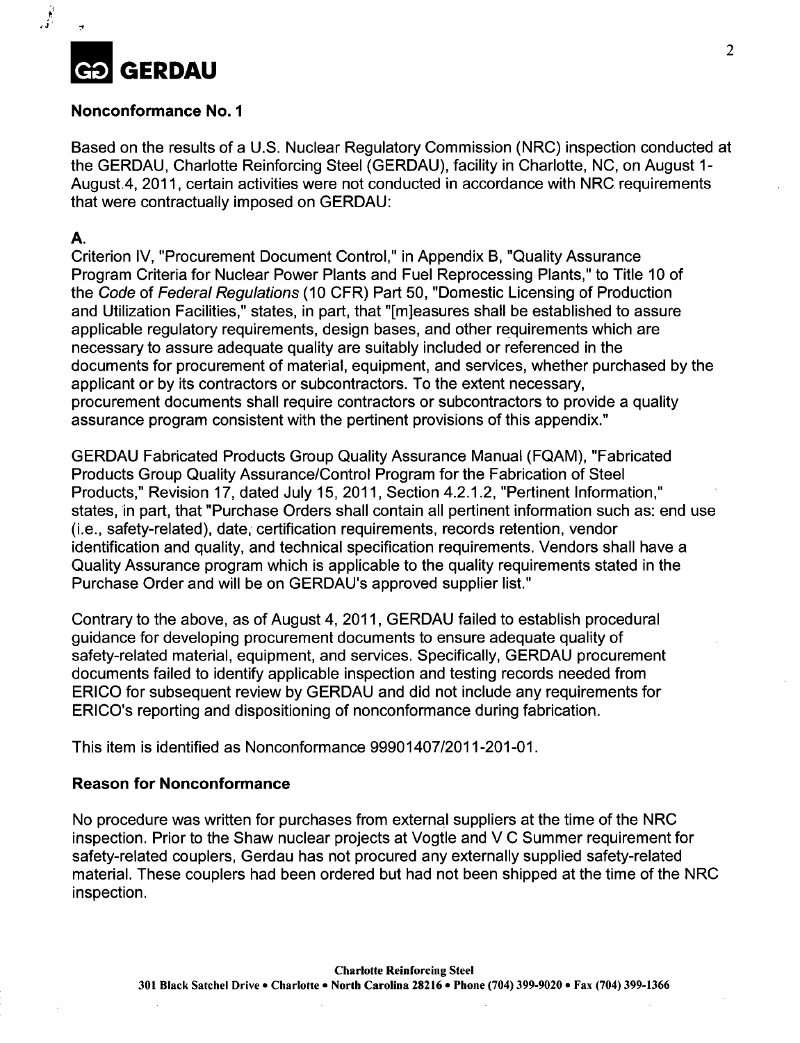## Nonconformance No. 1

Based on the results of a U.S. Nuclear Regulatory Commission (NRC) inspection conducted at the GERDAU, Charlotte Reinforcing Steel (GERDAU), facility in Charlotte, NC, on August 1-August 4, 2011, certain activities were not conducted in accordance with NRC requirements that were contractually imposed on GERDAU:

### A.

Criterion IV, "Procurement Document Control," in Appendix B, "Quality Assurance Program Criteria for Nuclear Power Plants and Fuel Reprocessing Plants," to Title 10 of the *Code* of *Federal Regulations* (10 CFR) Part 50, "Domestic Licensing of Production and Utilization Facilities," states, in part, that "[m]easures shall be established to assure applicable regulatory requirements, design bases, and other requirements which are necessary to assure adequate quality are suitably included or referenced in the documents for procurement of material, equipment, and services, whether purchased by the applicant or by its contractors or subcontractors. To the extent necessary, procurement documents shall require contractors or subcontractors to provide a quality assurance program consistent with the pertinent provisions of this appendix."

GERDAU Fabricated Products Group Quality Assurance Manual (FQAM), "Fabricated Products Group Quality Assurance/Control Program for the Fabrication of Steel Products," Revision 17, dated July 15, 2011, Section 4.2.1.2, "Pertinent Information," states, in part, that "Purchase Orders shall contain all pertinent information such as: end use (i.e., safety-related), date, certification requirements, records retention, vendor identification and quality, and technical specification requirements. Vendors shall have a Quality Assurance program which is applicable to the quality requirements stated in the Purchase Order and will be on GERDAU's approved supplier list."

Contrary to the above, as of August 4, 2011, GERDAU failed to establish procedural guidance for developing procurement documents to ensure adequate quality of safety-related material, equipment, and services. Specifically, GERDAU procurement documents failed to identify applicable inspection and testing records needed from ERICO for subsequent review by GERDAU and did not include any requirements for ERICO's reporting and dispositioning of nonconformance during fabrication.

This item is identified as Nonconformance 99901407/2011-201-01.

### Reason for Nonconformance

No procedure was written for purchases from external suppliers at the time of the NRC inspection. Prior to the Shaw nuclear projects at Vogtle and V C Summer requirement for safety-related couplers, Gerdau has not procured any externally supplied safety-related material. These couplers had been ordered but had not been shipped at the time of the NRC inspection.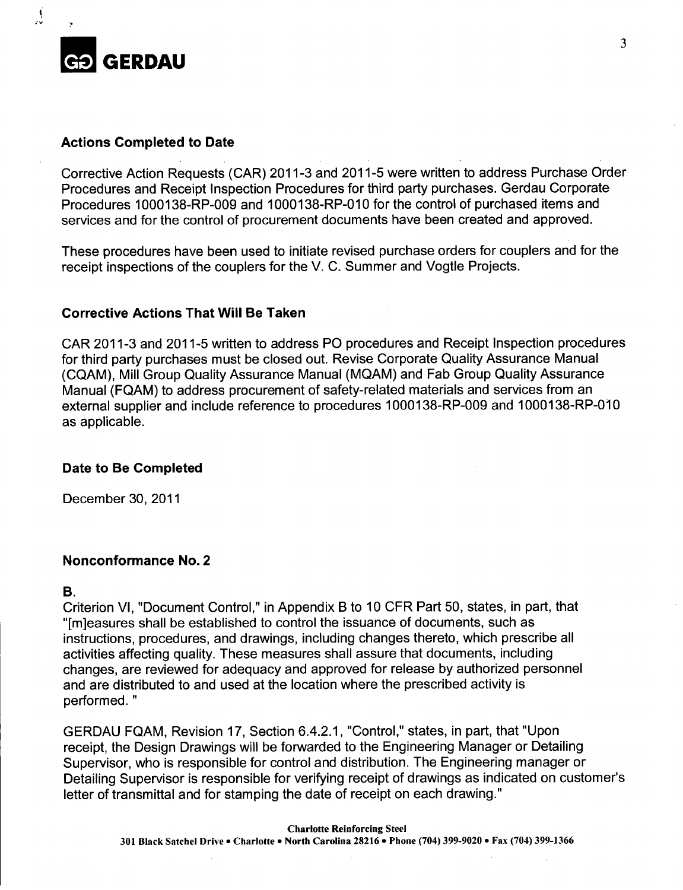### Actions Completed to Date

Corrective Action Requests (CAR) 2011-3 and 2011-5 were written to address Purchase Order Procedures and Receipt Inspection Procedures for third party purchases. Gerdau Corporate Procedures 1000138-RP-009 and 1000138-RP-010 for the control of purchased items and services and for the control of procurement documents have been created and approved.

These procedures have been used to initiate revised purchase orders for couplers and for the receipt inspections of the couplers for the V. C. Summer and Vogtle Projects.

### Corrective Actions That Will Be Taken

CAR 2011-3 and 2011-5 written to address PO procedures and Receipt Inspection procedures for third party purchases must be closed out. Revise Corporate Quality Assurance Manual (CQAM), Mill Group Quality Assurance Manual (MQAM) and Fab Group Quality Assurance Manual (FQAM) to address procurement of safety-related materials and services from an external supplier and include reference to procedures 1000138-RP-009 and 1000138-RP-010 as applicable.

### Date to Be Completed

December 30, 2011

### Nonconformance No. 2

**B.**

Criterion VI, "Document Control," in Appendix B to 10 CFR Part 50, states, in part, that "[m]easures shall be established to control the issuance of documents, such as instructions, procedures, and drawings, including changes thereto, which prescribe all activities affecting quality. These measures shall assure that documents, including changes, are reviewed for adequacy and approved for release by authorized personnel and are distributed to and used at the location where the prescribed activity is performed. "

GERDAU FQAM, Revision 17, Section 6.4.2.1, "Control," states, in part, that "Upon receipt, the Design Drawings will be forwarded to the Engineering Manager or Detailing Supervisor, who is responsible for control and distribution. The Engineering manager or Detailing Supervisor is responsible for verifying receipt of drawings as indicated on customer's letter of transmittal and for stamping the date of receipt on each drawing."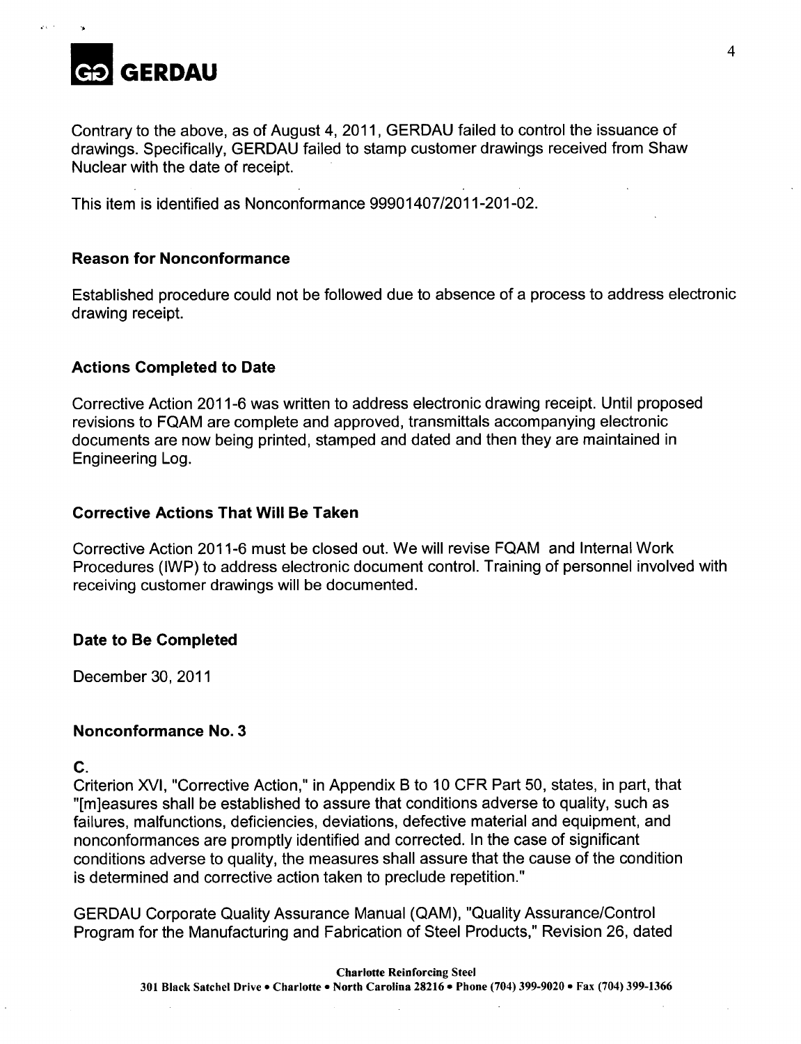Contrary to the above, as of August 4, 2011, GERDAU failed to control the issuance of drawings. Specifically, GERDAU failed to stamp customer drawings received from Shaw Nuclear with the date of receipt.

This item is identified as Nonconformance 99901407/2011-201-02.

**Reason for Nonconformance**

Established procedure could not be followed due to absence of a process to address electronic drawing receipt.

**Actions Completed to Date**

Corrective Action 2011-6 was written to address electronic drawing receipt. Until proposed revisions to FQAM are complete and approved, transmittals accompanying electronic documents are now being printed, stamped and dated and then they are maintained in Engineering Log.

**Corrective Actions That Will Be Taken**

Corrective Action 2011-6 must be closed out. We will revise FQAM and Internal Work Procedures (IWP) to address electronic document control. Training of personnel involved with receiving customer drawings will be documented.

**Date to Be Completed**

December 30, 2011

**Nonconformance No. 3**

**C.**

Criterion XVI, "Corrective Action," in Appendix B to 10 CFR Part 50, states, in part, that "[m]easures shall be established to assure that conditions adverse to quality, such as failures, malfunctions, deficiencies, deviations, defective material and equipment, and nonconformances are promptly identified and corrected. In the case of significant conditions adverse to quality, the measures shall assure that the cause of the condition is determined and corrective action taken to preclude repetition."

GERDAU Corporate Quality Assurance Manual (QAM), "Quality Assurance/Control Program for the Manufacturing and Fabrication of Steel Products," Revision 26, dated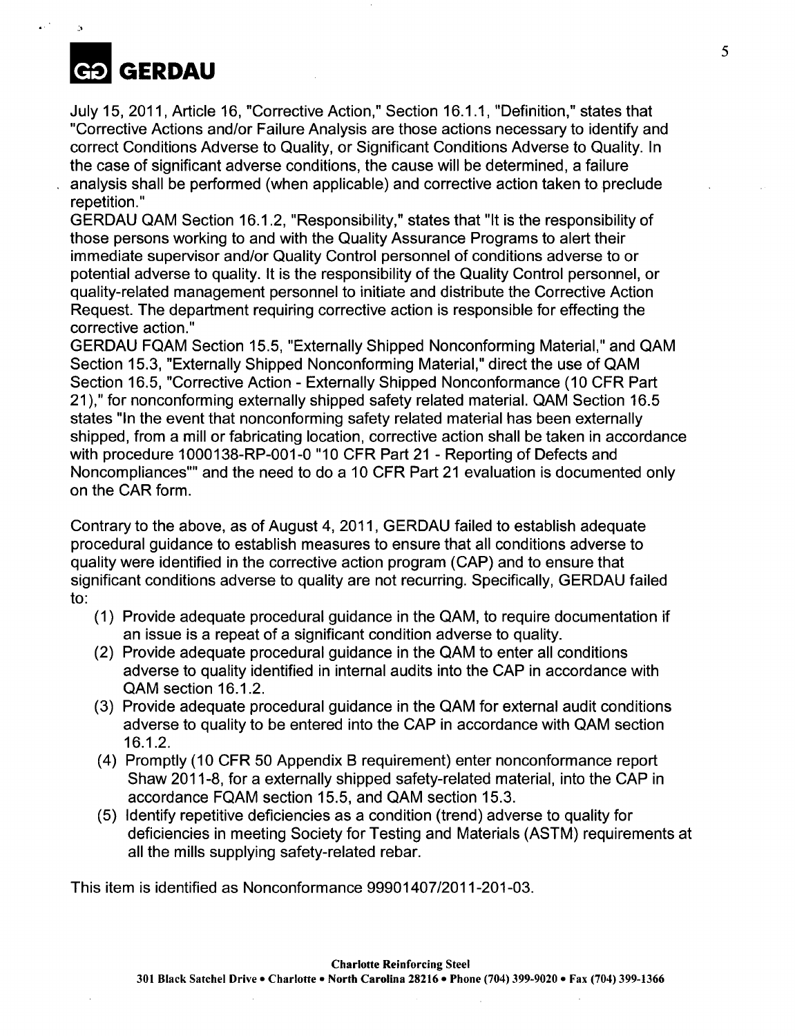July 15, 2011, Article 16, "Corrective Action," Section 16.1.1, "Definition," states that "Corrective Actions and/or Failure Analysis are those actions necessary to identify and correct Conditions Adverse to Quality, or Significant Conditions Adverse to Quality. In the case of significant adverse conditions, the cause will be determined, a failure analysis shall be performed (when applicable) and corrective action taken to preclude repetition."

GERDAU QAM Section 16.1.2, "Responsibility," states that "It is the responsibility of those persons working to and with the Quality Assurance Programs to alert their immediate supervisor and/or Quality Control personnel of conditions adverse to or potential adverse to quality. It is the responsibility of the Quality Control personnel, or quality-related management personnel to initiate and distribute the Corrective Action Request. The department requiring corrective action is responsible for effecting the corrective action."

GERDAU FQAM Section 15.5, "Externally Shipped Nonconforming Material," and QAM Section 15.3, "Externally Shipped Nonconforming Material," direct the use of QAM Section 16.5, "Corrective Action - Externally Shipped Nonconformance (10 CFR Part 21)," for nonconforming externally shipped safety related material. QAM Section 16.5 states "In the event that nonconforming safety related material has been externally shipped, from a mill or fabricating location, corrective action shall be taken in accordance with procedure 1000138-RP-001-0 "10 CFR Part 21 - Reporting of Defects and Noncompliances"" and the need to do a 10 CFR Part 21 evaluation is documented only on the CAR form.

Contrary to the above, as of August 4, 2011, GERDAU failed to establish adequate procedural guidance to establish measures to ensure that all conditions adverse to quality were identified in the corrective action program (CAP) and to ensure that significant conditions adverse to quality are not recurring. Specifically, GERDAU failed to:

(1) Provide adequate procedural guidance in the QAM, to require documentation if an issue is a repeat of a significant condition adverse to quality.
(2) Provide adequate procedural guidance in the QAM to enter all conditions adverse to quality identified in internal audits into the CAP in accordance with QAM section 16.1.2.
(3) Provide adequate procedural guidance in the QAM for external audit conditions adverse to quality to be entered into the CAP in accordance with QAM section 16.1.2.
(4) Promptly (10 CFR 50 Appendix B requirement) enter nonconformance report Shaw 2011-8, for a externally shipped safety-related material, into the CAP in accordance FQAM section 15.5, and QAM section 15.3.
(5) Identify repetitive deficiencies as a condition (trend) adverse to quality for deficiencies in meeting Society for Testing and Materials (ASTM) requirements at all the mills supplying safety-related rebar.

This item is identified as Nonconformance 99901407/2011-201-03.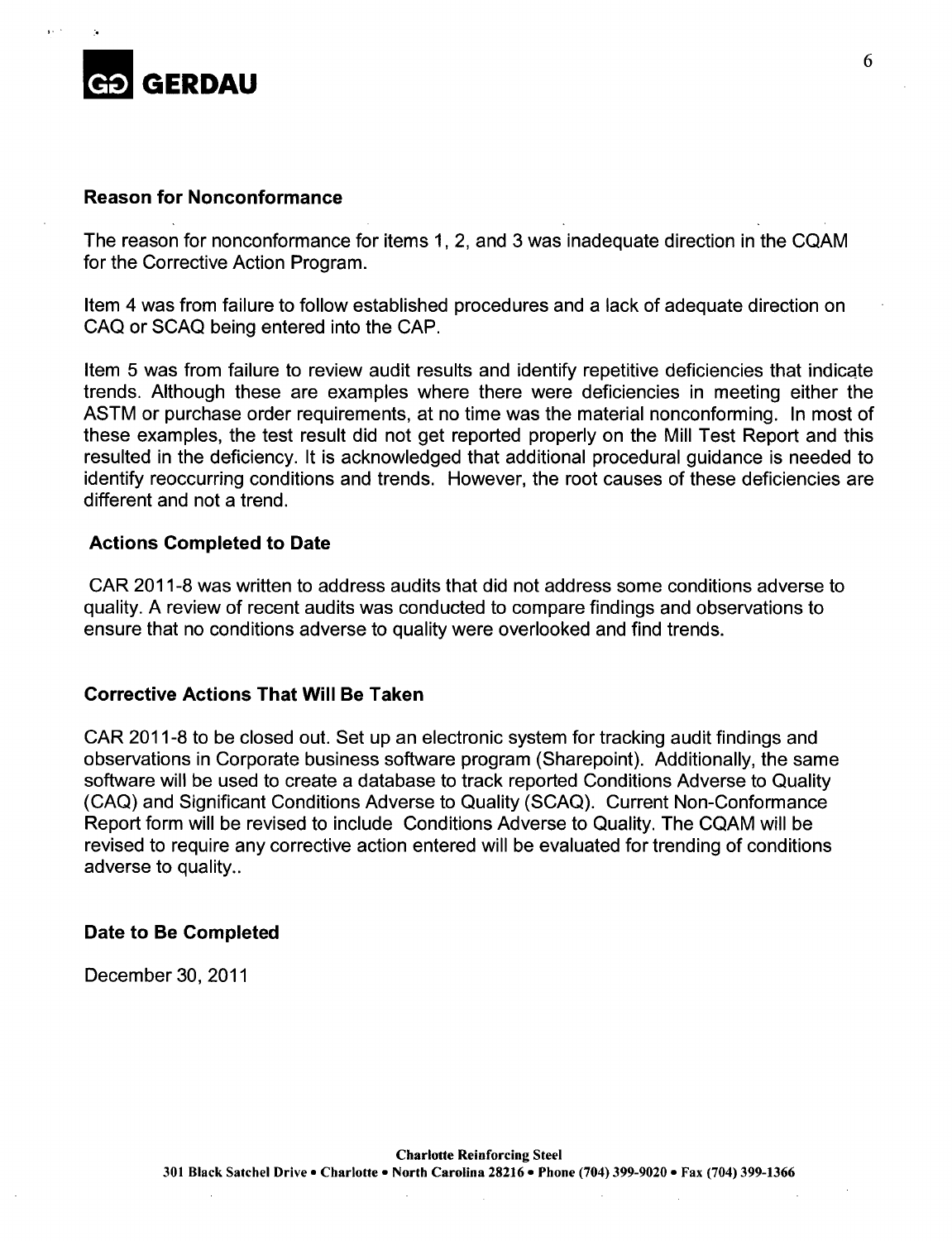### Reason for Nonconformance

The reason for nonconformance for items 1, 2, and 3 was inadequate direction in the CQAM for the Corrective Action Program.

Item 4 was from failure to follow established procedures and a lack of adequate direction on CAQ or SCAQ being entered into the CAP.

Item 5 was from failure to review audit results and identify repetitive deficiencies that indicate trends. Although these are examples where there were deficiencies in meeting either the ASTM or purchase order requirements, at no time was the material nonconforming. In most of these examples, the test result did not get reported properly on the Mill Test Report and this resulted in the deficiency. It is acknowledged that additional procedural guidance is needed to identify reoccurring conditions and trends. However, the root causes of these deficiencies are different and not a trend.

### Actions Completed to Date

CAR 2011-8 was written to address audits that did not address some conditions adverse to quality. A review of recent audits was conducted to compare findings and observations to ensure that no conditions adverse to quality were overlooked and find trends.

### Corrective Actions That Will Be Taken

CAR 2011-8 to be closed out. Set up an electronic system for tracking audit findings and observations in Corporate business software program (Sharepoint). Additionally, the same software will be used to create a database to track reported Conditions Adverse to Quality (CAQ) and Significant Conditions Adverse to Quality (SCAQ). Current Non-Conformance Report form will be revised to include Conditions Adverse to Quality. The CQAM will be revised to require any corrective action entered will be evaluated for trending of conditions adverse to quality..

### Date to Be Completed

December 30, 2011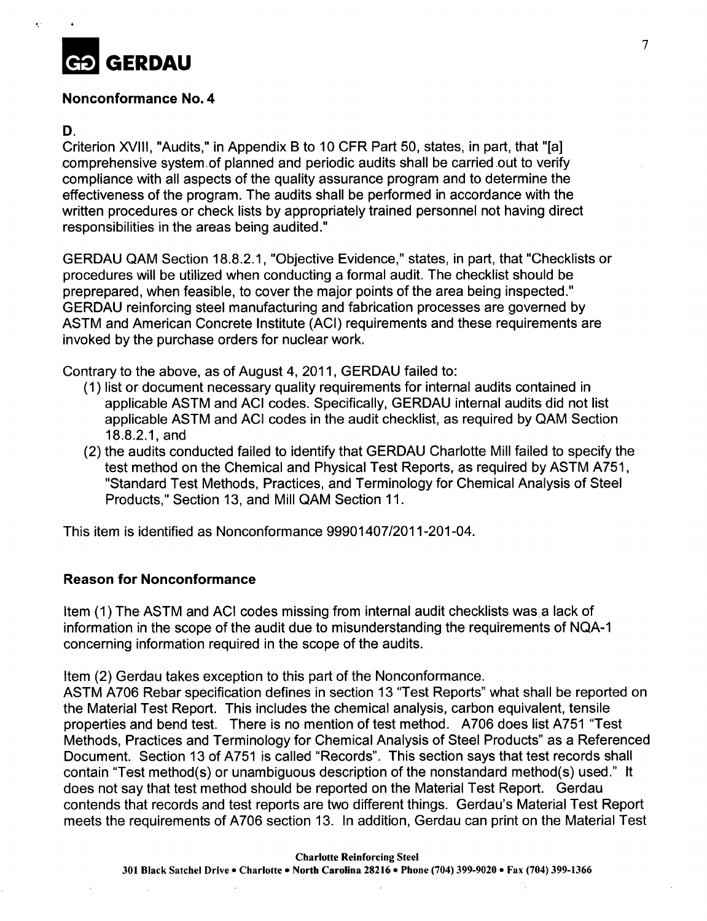**Nonconformance No. 4**

**D.**

Criterion XVIII, "Audits," in Appendix B to 10 CFR Part 50, states, in part, that "[a] comprehensive system of planned and periodic audits shall be carried out to verify compliance with all aspects of the quality assurance program and to determine the effectiveness of the program. The audits shall be performed in accordance with the written procedures or check lists by appropriately trained personnel not having direct responsibilities in the areas being audited."

GERDAU QAM Section 18.8.2.1, "Objective Evidence," states, in part, that "Checklists or procedures will be utilized when conducting a formal audit. The checklist should be preprepared, when feasible, to cover the major points of the area being inspected." GERDAU reinforcing steel manufacturing and fabrication processes are governed by ASTM and American Concrete Institute (ACI) requirements and these requirements are invoked by the purchase orders for nuclear work.

Contrary to the above, as of August 4, 2011, GERDAU failed to:

(1) list or document necessary quality requirements for internal audits contained in applicable ASTM and ACI codes. Specifically, GERDAU internal audits did not list applicable ASTM and ACI codes in the audit checklist, as required by QAM Section 18.8.2.1, and

(2) the audits conducted failed to identify that GERDAU Charlotte Mill failed to specify the test method on the Chemical and Physical Test Reports, as required by ASTM A751, "Standard Test Methods, Practices, and Terminology for Chemical Analysis of Steel Products," Section 13, and Mill QAM Section 11.

This item is identified as Nonconformance 99901407/2011-201-04.

**Reason for Nonconformance**

Item (1) The ASTM and ACI codes missing from internal audit checklists was a lack of information in the scope of the audit due to misunderstanding the requirements of NQA-1 concerning information required in the scope of the audits.

Item (2) Gerdau takes exception to this part of the Nonconformance.
ASTM A706 Rebar specification defines in section 13 "Test Reports" what shall be reported on the Material Test Report. This includes the chemical analysis, carbon equivalent, tensile properties and bend test. There is no mention of test method. A706 does list A751 "Test Methods, Practices and Terminology for Chemical Analysis of Steel Products" as a Referenced Document. Section 13 of A751 is called "Records". This section says that test records shall contain "Test method(s) or unambiguous description of the nonstandard method(s) used." It does not say that test method should be reported on the Material Test Report. Gerdau contends that records and test reports are two different things. Gerdau's Material Test Report meets the requirements of A706 section 13. In addition, Gerdau can print on the Material Test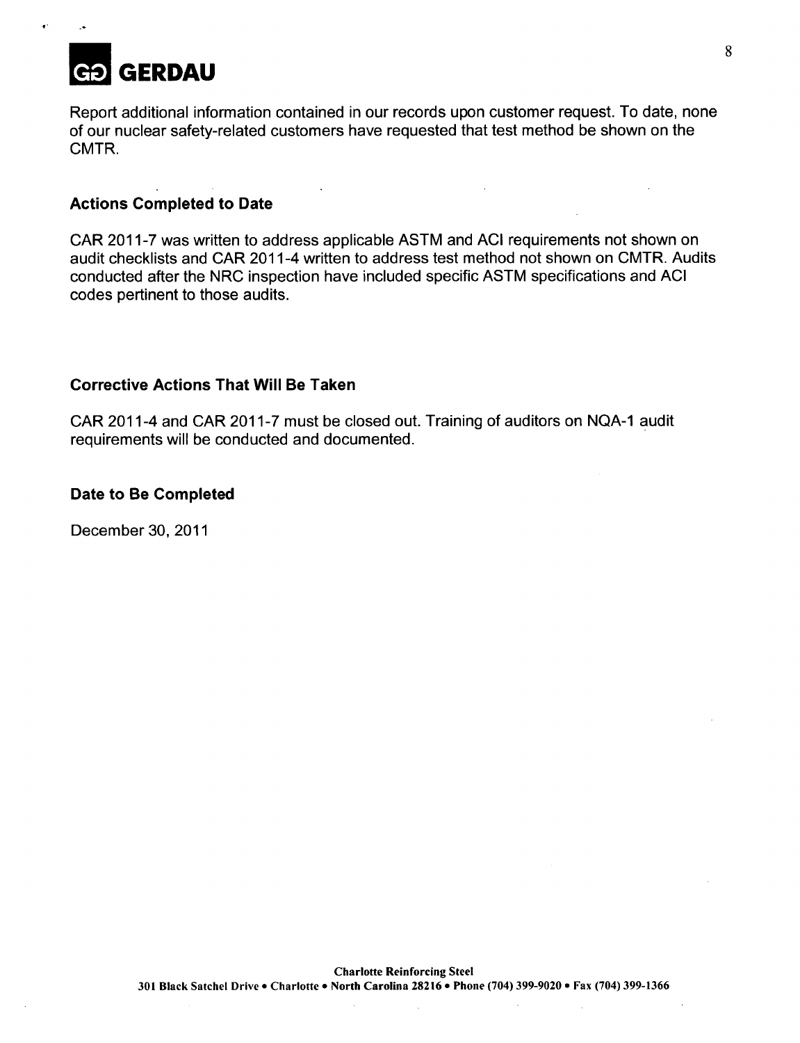Report additional information contained in our records upon customer request. To date, none of our nuclear safety-related customers have requested that test method be shown on the CMTR.

### Actions Completed to Date

CAR 2011-7 was written to address applicable ASTM and ACI requirements not shown on audit checklists and CAR 2011-4 written to address test method not shown on CMTR. Audits conducted after the NRC inspection have included specific ASTM specifications and ACI codes pertinent to those audits.

### Corrective Actions That Will Be Taken

CAR 2011-4 and CAR 2011-7 must be closed out. Training of auditors on NQA-1 audit requirements will be conducted and documented.

### Date to Be Completed

December 30, 2011